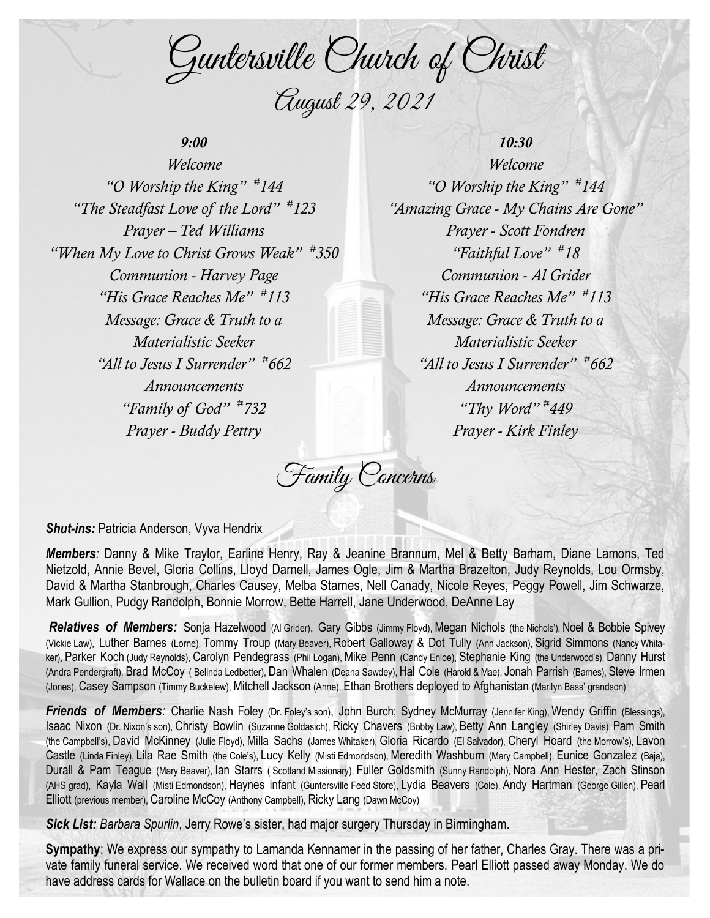# Guntersville Church of Christ

## August 29, 2021

### 9:00

*Welcome*
*"O Worship the King" #144*
*"The Steadfast Love of the Lord" #123*
*Prayer – Ted Williams*
*"When My Love to Christ Grows Weak" #350*
*Communion - Harvey Page*
*"His Grace Reaches Me" #113*
*Message: Grace & Truth to a Materialistic Seeker*
*"All to Jesus I Surrender" #662*
*Announcements*
*"Family of God" #732*
*Prayer - Buddy Pettry*

### 10:30

*Welcome*
*"O Worship the King" #144*
*"Amazing Grace - My Chains Are Gone"*
*Prayer - Scott Fondren*
*"Faithful Love" #18*
*Communion - Al Grider*
*"His Grace Reaches Me" #113*
*Message: Grace & Truth to a Materialistic Seeker*
*"All to Jesus I Surrender" #662*
*Announcements*
*"Thy Word" #449*
*Prayer - Kirk Finley*

## Family Concerns

***Shut-ins:*** Patricia Anderson, Vyva Hendrix

***Members:*** Danny & Mike Traylor, Earline Henry, Ray & Jeanine Brannum, Mel & Betty Barham, Diane Lamons, Ted Nietzold, Annie Bevel, Gloria Collins, Lloyd Darnell, James Ogle, Jim & Martha Brazelton, Judy Reynolds, Lou Ormsby, David & Martha Stanbrough, Charles Causey, Melba Starnes, Nell Canady, Nicole Reyes, Peggy Powell, Jim Schwarze, Mark Gullion, Pudgy Randolph, Bonnie Morrow, Bette Harrell, Jane Underwood, DeAnne Lay

***Relatives of Members:*** Sonja Hazelwood (Al Grider), Gary Gibbs (Jimmy Floyd), Megan Nichols (the Nichols'), Noel & Bobbie Spivey (Vickie Law), Luther Barnes (Lorne), Tommy Troup (Mary Beaver), Robert Galloway & Dot Tully (Ann Jackson), Sigrid Simmons (Nancy Whitaker), Parker Koch (Judy Reynolds), Carolyn Pendegrass (Phil Logan), Mike Penn (Candy Enloe), Stephanie King (the Underwood's), Danny Hurst (Andra Pendergraft), Brad McCoy ( Belinda Ledbetter), Dan Whalen (Deana Sawdey), Hal Cole (Harold & Mae), Jonah Parrish (Barnes), Steve Irmen (Jones), Casey Sampson (Timmy Buckelew), Mitchell Jackson (Anne), Ethan Brothers deployed to Afghanistan (Marilyn Bass' grandson)

***Friends of Members:*** Charlie Nash Foley (Dr. Foley's son), John Burch; Sydney McMurray (Jennifer King), Wendy Griffin (Blessings), Isaac Nixon (Dr. Nixon's son), Christy Bowlin (Suzanne Goldasich), Ricky Chavers (Bobby Law), Betty Ann Langley (Shirley Davis), Pam Smith (the Campbell's), David McKinney (Julie Floyd), Milla Sachs (James Whitaker), Gloria Ricardo (El Salvador), Cheryl Hoard (the Morrow's), Lavon Castle (Linda Finley), Lila Rae Smith (the Cole's), Lucy Kelly (Misti Edmondson), Meredith Washburn (Mary Campbell), Eunice Gonzalez (Baja), Durall & Pam Teague (Mary Beaver), Ian Starrs ( Scotland Missionary), Fuller Goldsmith (Sunny Randolph), Nora Ann Hester, Zach Stinson (AHS grad), Kayla Wall (Misti Edmondson), Haynes infant (Guntersville Feed Store), Lydia Beavers (Cole), Andy Hartman (George Gillen), Pearl Elliott (previous member), Caroline McCoy (Anthony Campbell), Ricky Lang (Dawn McCoy)

***Sick List:*** *Barbara Spurlin*, Jerry Rowe's sister, had major surgery Thursday in Birmingham.

**Sympathy**: We express our sympathy to Lamanda Kennamer in the passing of her father, Charles Gray. There was a private family funeral service. We received word that one of our former members, Pearl Elliott passed away Monday. We do have address cards for Wallace on the bulletin board if you want to send him a note.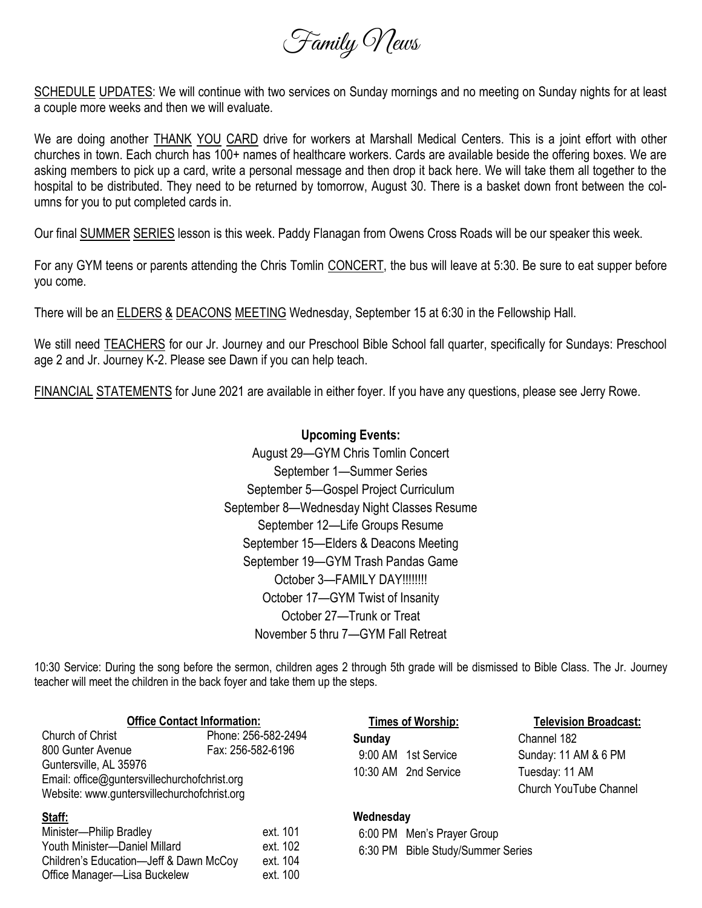# Family News

SCHEDULE UPDATES: We will continue with two services on Sunday mornings and no meeting on Sunday nights for at least a couple more weeks and then we will evaluate.

We are doing another THANK YOU CARD drive for workers at Marshall Medical Centers. This is a joint effort with other churches in town. Each church has 100+ names of healthcare workers. Cards are available beside the offering boxes. We are asking members to pick up a card, write a personal message and then drop it back here. We will take them all together to the hospital to be distributed. They need to be returned by tomorrow, August 30. There is a basket down front between the columns for you to put completed cards in.

Our final SUMMER SERIES lesson is this week. Paddy Flanagan from Owens Cross Roads will be our speaker this week.

For any GYM teens or parents attending the Chris Tomlin CONCERT, the bus will leave at 5:30. Be sure to eat supper before you come.

There will be an ELDERS & DEACONS MEETING Wednesday, September 15 at 6:30 in the Fellowship Hall.

We still need TEACHERS for our Jr. Journey and our Preschool Bible School fall quarter, specifically for Sundays: Preschool age 2 and Jr. Journey K-2. Please see Dawn if you can help teach.

FINANCIAL STATEMENTS for June 2021 are available in either foyer. If you have any questions, please see Jerry Rowe.

**Upcoming Events:**

August 29—GYM Chris Tomlin Concert
September 1—Summer Series
September 5—Gospel Project Curriculum
September 8—Wednesday Night Classes Resume
September 12—Life Groups Resume
September 15—Elders & Deacons Meeting
September 19—GYM Trash Pandas Game
October 3—FAMILY DAY!!!!!!!!
October 17—GYM Twist of Insanity
October 27—Trunk or Treat
November 5 thru 7—GYM Fall Retreat

10:30 Service: During the song before the sermon, children ages 2 through 5th grade will be dismissed to Bible Class. The Jr. Journey teacher will meet the children in the back foyer and take them up the steps.

**Office Contact Information:**

Church of Christ
800 Gunter Avenue
Guntersville, AL 35976
Phone: 256-582-2494
Fax: 256-582-6196
Email: office@guntersvillechurchofchrist.org
Website: www.guntersvillechurchofchrist.org

**Staff:**

| | |
|---|---|
| Minister—Philip Bradley | ext. 101 |
| Youth Minister—Daniel Millard | ext. 102 |
| Children's Education—Jeff & Dawn McCoy | ext. 104 |
| Office Manager—Lisa Buckelew | ext. 100 |

**Times of Worship:**

**Sunday**
9:00 AM 1st Service
10:30 AM 2nd Service

**Wednesday**
6:00 PM Men's Prayer Group
6:30 PM Bible Study/Summer Series

**Television Broadcast:**

Channel 182
Sunday: 11 AM & 6 PM
Tuesday: 11 AM
Church YouTube Channel